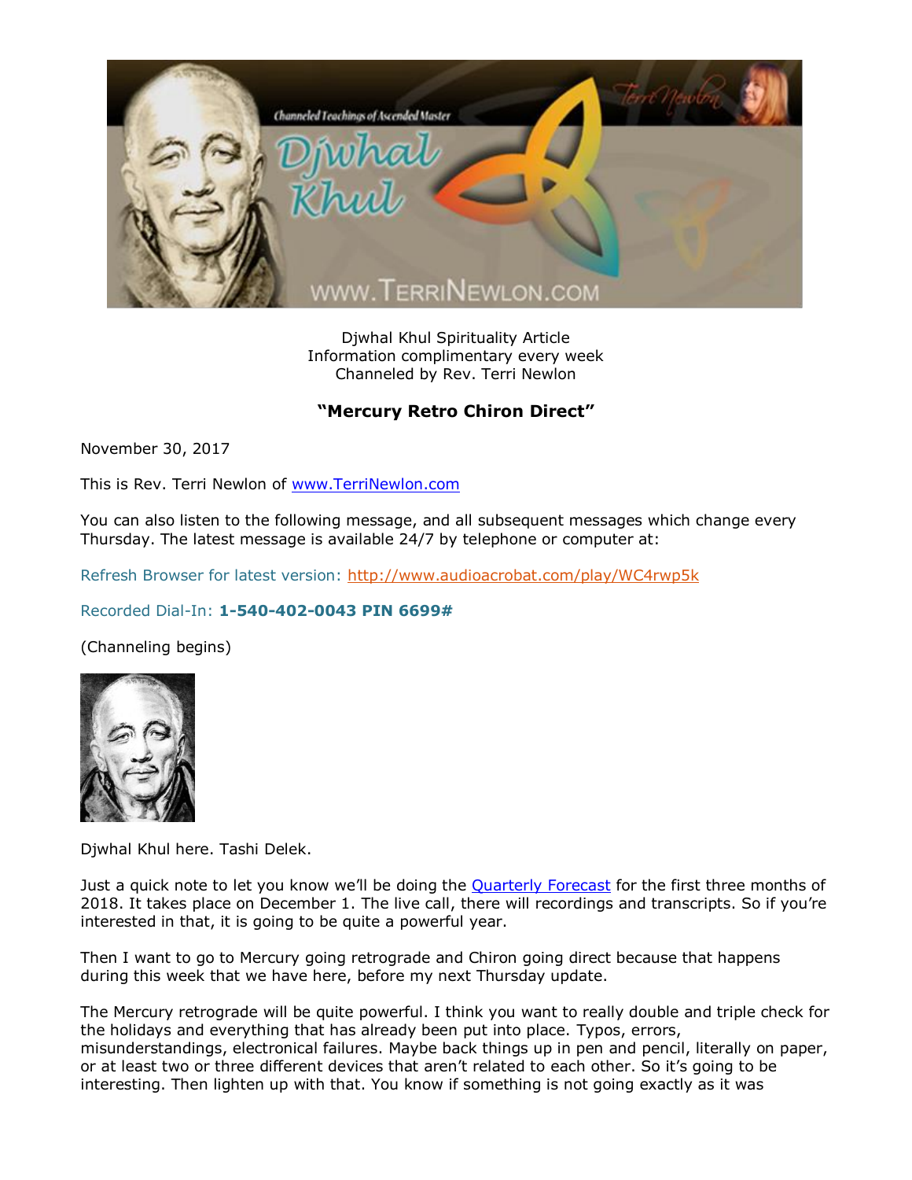Djwhal Khul Spirituality Article
Information complimentary every week
Channeled by Rev. Terri Newlon

## "Mercury Retro Chiron Direct"

November 30, 2017

This is Rev. Terri Newlon of [www.TerriNewlon.com](http://www.TerriNewlon.com)

You can also listen to the following message, and all subsequent messages which change every Thursday. The latest message is available 24/7 by telephone or computer at:

Refresh Browser for latest version: [http://www.audioacrobat.com/play/WC4rwp5k](http://www.audioacrobat.com/play/WC4rwp5k)

Recorded Dial-In: **1-540-402-0043 PIN 6699#**

(Channeling begins)

Djwhal Khul here. Tashi Delek.

Just a quick note to let you know we'll be doing the [Quarterly Forecast](#) for the first three months of 2018. It takes place on December 1. The live call, there will recordings and transcripts. So if you're interested in that, it is going to be quite a powerful year.

Then I want to go to Mercury going retrograde and Chiron going direct because that happens during this week that we have here, before my next Thursday update.

The Mercury retrograde will be quite powerful. I think you want to really double and triple check for the holidays and everything that has already been put into place. Typos, errors, misunderstandings, electronical failures. Maybe back things up in pen and pencil, literally on paper, or at least two or three different devices that aren't related to each other. So it's going to be interesting. Then lighten up with that. You know if something is not going exactly as it was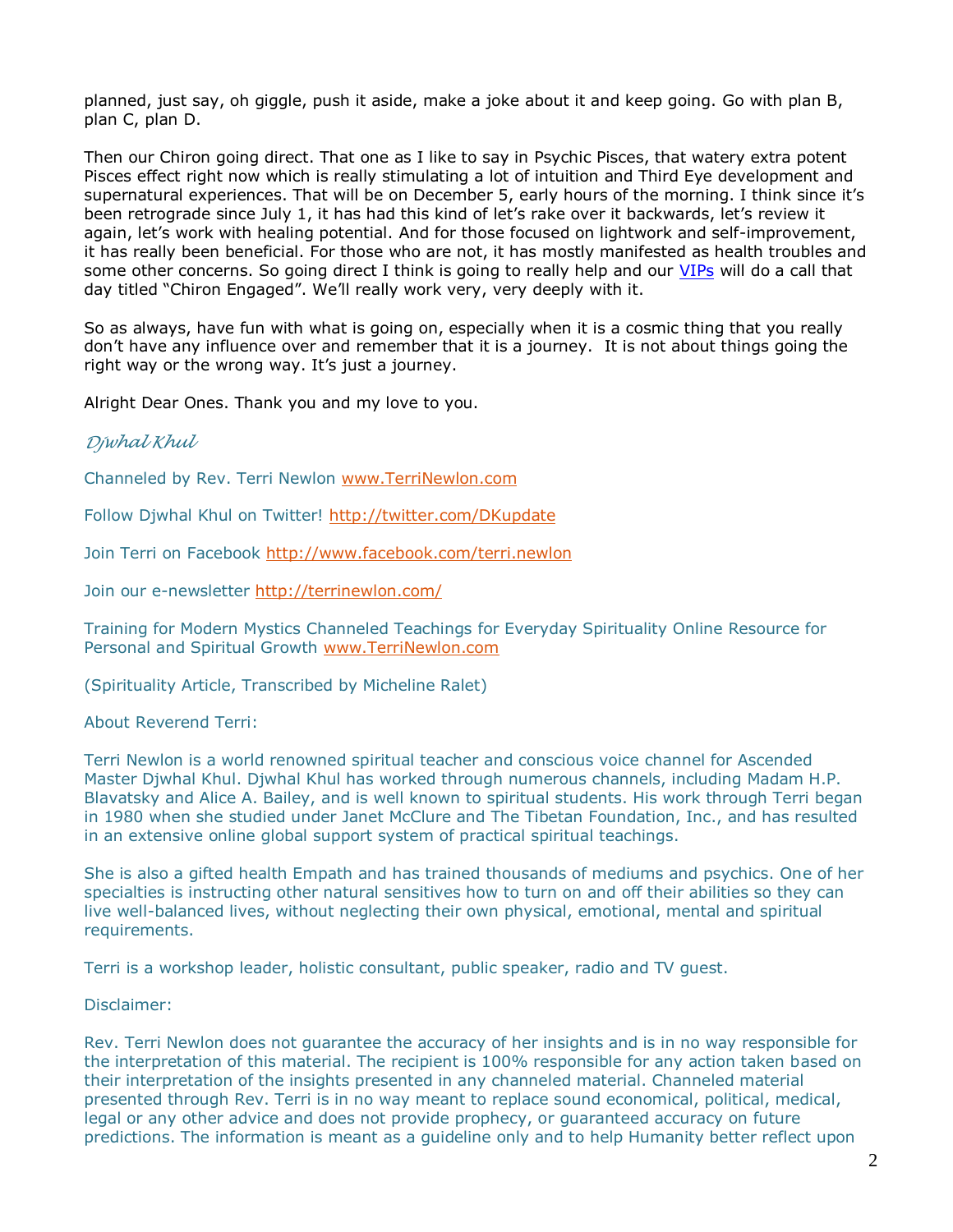planned, just say, oh giggle, push it aside, make a joke about it and keep going. Go with plan B, plan C, plan D.

Then our Chiron going direct. That one as I like to say in Psychic Pisces, that watery extra potent Pisces effect right now which is really stimulating a lot of intuition and Third Eye development and supernatural experiences. That will be on December 5, early hours of the morning. I think since it's been retrograde since July 1, it has had this kind of let's rake over it backwards, let's review it again, let's work with healing potential. And for those focused on lightwork and self-improvement, it has really been beneficial. For those who are not, it has mostly manifested as health troubles and some other concerns. So going direct I think is going to really help and our VIPs will do a call that day titled "Chiron Engaged". We'll really work very, very deeply with it.

So as always, have fun with what is going on, especially when it is a cosmic thing that you really don't have any influence over and remember that it is a journey. It is not about things going the right way or the wrong way. It's just a journey.

Alright Dear Ones. Thank you and my love to you.

*Djwhal Khul*

Channeled by Rev. Terri Newlon www.TerriNewlon.com

Follow Djwhal Khul on Twitter! http://twitter.com/DKupdate

Join Terri on Facebook http://www.facebook.com/terri.newlon

Join our e-newsletter http://terrinewlon.com/

Training for Modern Mystics Channeled Teachings for Everyday Spirituality Online Resource for Personal and Spiritual Growth www.TerriNewlon.com

(Spirituality Article, Transcribed by Micheline Ralet)

About Reverend Terri:

Terri Newlon is a world renowned spiritual teacher and conscious voice channel for Ascended Master Djwhal Khul. Djwhal Khul has worked through numerous channels, including Madam H.P. Blavatsky and Alice A. Bailey, and is well known to spiritual students. His work through Terri began in 1980 when she studied under Janet McClure and The Tibetan Foundation, Inc., and has resulted in an extensive online global support system of practical spiritual teachings.

She is also a gifted health Empath and has trained thousands of mediums and psychics. One of her specialties is instructing other natural sensitives how to turn on and off their abilities so they can live well-balanced lives, without neglecting their own physical, emotional, mental and spiritual requirements.

Terri is a workshop leader, holistic consultant, public speaker, radio and TV guest.

Disclaimer:

Rev. Terri Newlon does not guarantee the accuracy of her insights and is in no way responsible for the interpretation of this material. The recipient is 100% responsible for any action taken based on their interpretation of the insights presented in any channeled material. Channeled material presented through Rev. Terri is in no way meant to replace sound economical, political, medical, legal or any other advice and does not provide prophecy, or guaranteed accuracy on future predictions. The information is meant as a guideline only and to help Humanity better reflect upon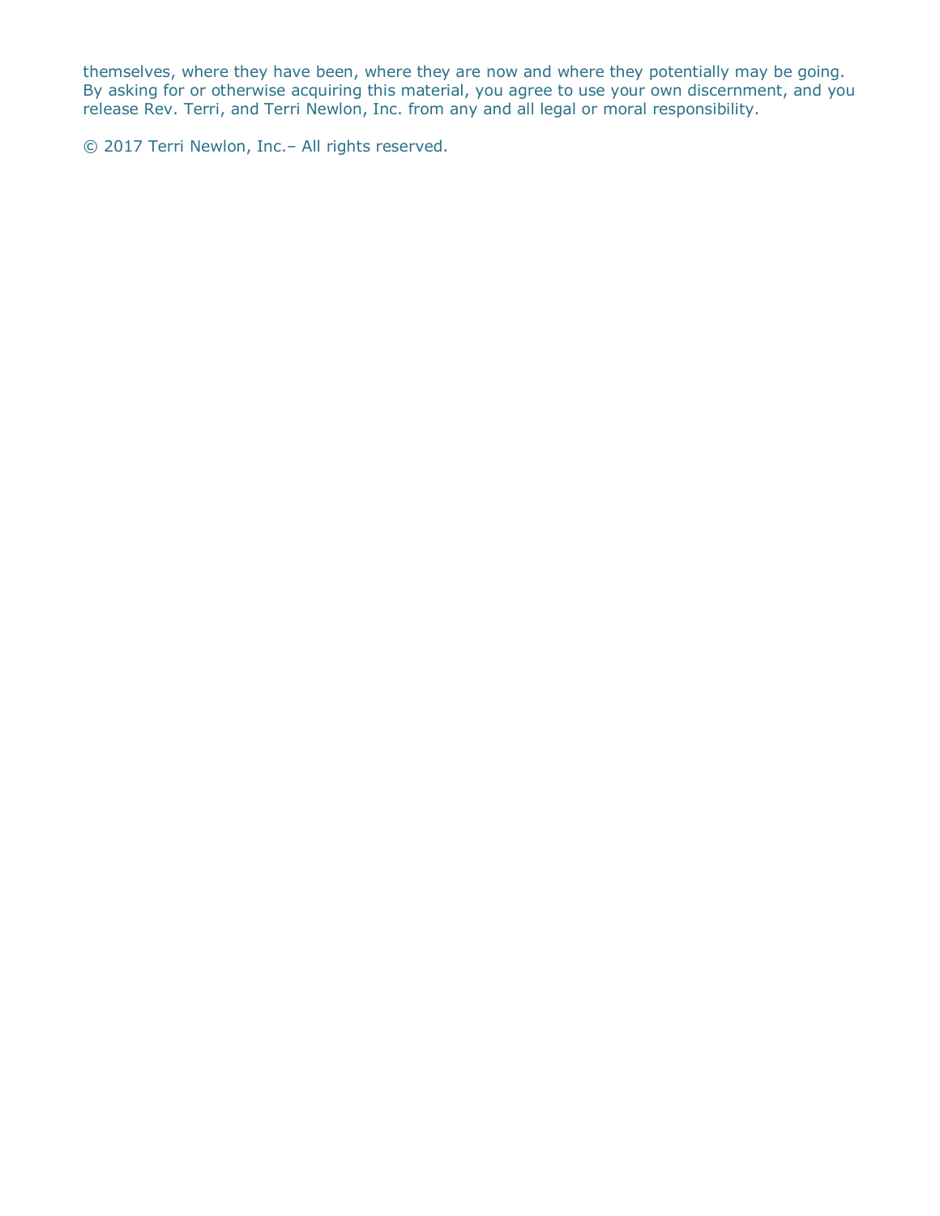themselves, where they have been, where they are now and where they potentially may be going. By asking for or otherwise acquiring this material, you agree to use your own discernment, and you release Rev. Terri, and Terri Newlon, Inc. from any and all legal or moral responsibility.

© 2017 Terri Newlon, Inc.– All rights reserved.